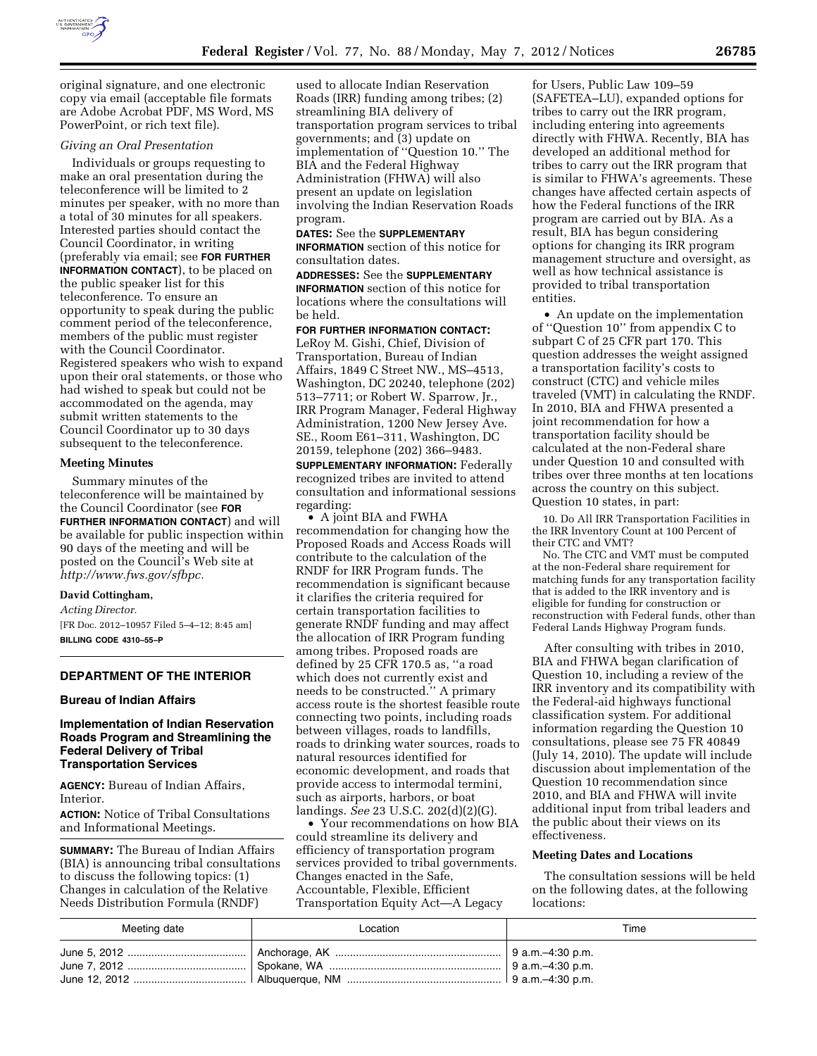original signature, and one electronic copy via email (acceptable file formats are Adobe Acrobat PDF, MS Word, MS PowerPoint, or rich text file).

*Giving an Oral Presentation*

Individuals or groups requesting to make an oral presentation during the teleconference will be limited to 2 minutes per speaker, with no more than a total of 30 minutes for all speakers. Interested parties should contact the Council Coordinator, in writing (preferably via email; see **FOR FURTHER INFORMATION CONTACT**), to be placed on the public speaker list for this teleconference. To ensure an opportunity to speak during the public comment period of the teleconference, members of the public must register with the Council Coordinator. Registered speakers who wish to expand upon their oral statements, or those who had wished to speak but could not be accommodated on the agenda, may submit written statements to the Council Coordinator up to 30 days subsequent to the teleconference.

**Meeting Minutes**

Summary minutes of the teleconference will be maintained by the Council Coordinator (see **FOR FURTHER INFORMATION CONTACT**) and will be available for public inspection within 90 days of the meeting and will be posted on the Council's Web site at *http://www.fws.gov/sfbpc.*

**David Cottingham,**

*Acting Director.*

[FR Doc. 2012–10957 Filed 5–4–12; 8:45 am]

**BILLING CODE 4310–55–P**

## DEPARTMENT OF THE INTERIOR

### Bureau of Indian Affairs

### Implementation of Indian Reservation Roads Program and Streamlining the Federal Delivery of Tribal Transportation Services

**AGENCY:** Bureau of Indian Affairs, Interior.

**ACTION:** Notice of Tribal Consultations and Informational Meetings.

**SUMMARY:** The Bureau of Indian Affairs (BIA) is announcing tribal consultations to discuss the following topics: (1) Changes in calculation of the Relative Needs Distribution Formula (RNDF) used to allocate Indian Reservation Roads (IRR) funding among tribes; (2) streamlining BIA delivery of transportation program services to tribal governments; and (3) update on implementation of ''Question 10.'' The BIA and the Federal Highway Administration (FHWA) will also present an update on legislation involving the Indian Reservation Roads program.

**DATES:** See the **SUPPLEMENTARY INFORMATION** section of this notice for consultation dates.

**ADDRESSES:** See the **SUPPLEMENTARY INFORMATION** section of this notice for locations where the consultations will be held.

**FOR FURTHER INFORMATION CONTACT:** LeRoy M. Gishi, Chief, Division of Transportation, Bureau of Indian Affairs, 1849 C Street NW., MS–4513, Washington, DC 20240, telephone (202) 513–7711; or Robert W. Sparrow, Jr., IRR Program Manager, Federal Highway Administration, 1200 New Jersey Ave. SE., Room E61–311, Washington, DC 20159, telephone (202) 366–9483.

**SUPPLEMENTARY INFORMATION:** Federally recognized tribes are invited to attend consultation and informational sessions regarding:

- A joint BIA and FWHA recommendation for changing how the Proposed Roads and Access Roads will contribute to the calculation of the RNDF for IRR Program funds. The recommendation is significant because it clarifies the criteria required for certain transportation facilities to generate RNDF funding and may affect the allocation of IRR Program funding among tribes. Proposed roads are defined by 25 CFR 170.5 as, ''a road which does not currently exist and needs to be constructed.'' A primary access route is the shortest feasible route connecting two points, including roads between villages, roads to landfills, roads to drinking water sources, roads to natural resources identified for economic development, and roads that provide access to intermodal termini, such as airports, harbors, or boat landings. *See* 23 U.S.C. 202(d)(2)(G).
- Your recommendations on how BIA could streamline its delivery and efficiency of transportation program services provided to tribal governments. Changes enacted in the Safe, Accountable, Flexible, Efficient Transportation Equity Act—A Legacy for Users, Public Law 109–59 (SAFETEA–LU), expanded options for tribes to carry out the IRR program, including entering into agreements directly with FHWA. Recently, BIA has developed an additional method for tribes to carry out the IRR program that is similar to FHWA's agreements. These changes have affected certain aspects of how the Federal functions of the IRR program are carried out by BIA. As a result, BIA has begun considering options for changing its IRR program management structure and oversight, as well as how technical assistance is provided to tribal transportation entities.
- An update on the implementation of ''Question 10'' from appendix C to subpart C of 25 CFR part 170. This question addresses the weight assigned a transportation facility's costs to construct (CTC) and vehicle miles traveled (VMT) in calculating the RNDF. In 2010, BIA and FHWA presented a joint recommendation for how a transportation facility should be calculated at the non-Federal share under Question 10 and consulted with tribes over three months at ten locations across the country on this subject. Question 10 states, in part:

> 10. Do All IRR Transportation Facilities in the IRR Inventory Count at 100 Percent of their CTC and VMT?
>
> No. The CTC and VMT must be computed at the non-Federal share requirement for matching funds for any transportation facility that is added to the IRR inventory and is eligible for funding for construction or reconstruction with Federal funds, other than Federal Lands Highway Program funds.

After consulting with tribes in 2010, BIA and FHWA began clarification of Question 10, including a review of the IRR inventory and its compatibility with the Federal-aid highways functional classification system. For additional information regarding the Question 10 consultations, please see 75 FR 40849 (July 14, 2010). The update will include discussion about implementation of the Question 10 recommendation since 2010, and BIA and FHWA will invite additional input from tribal leaders and the public about their views on its effectiveness.

**Meeting Dates and Locations**

The consultation sessions will be held on the following dates, at the following locations:

| Meeting date | Location | Time |
|---|---|---|
| June 5, 2012 | Anchorage, AK | 9 a.m.–4:30 p.m. |
| June 7, 2012 | Spokane, WA | 9 a.m.–4:30 p.m. |
| June 12, 2012 | Albuquerque, NM | 9 a.m.–4:30 p.m. |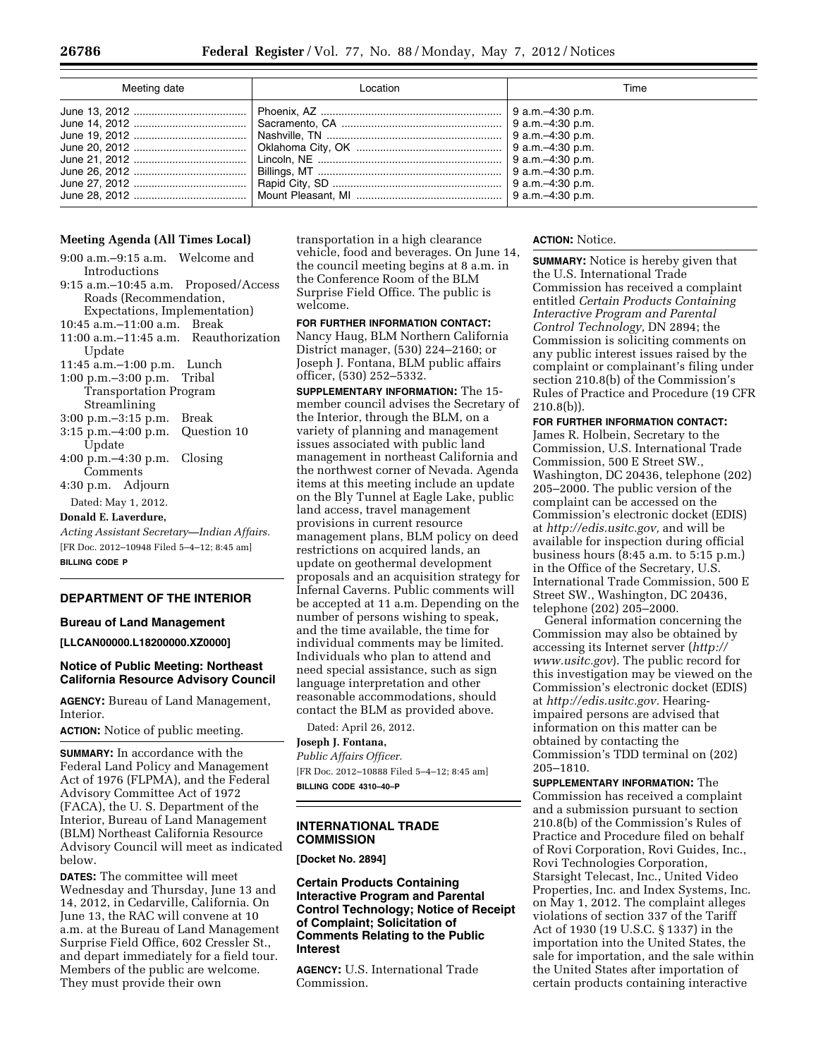| Meeting date | Location | Time |
| --- | --- | --- |
| June 13, 2012 | Phoenix, AZ | 9 a.m.–4:30 p.m. |
| June 14, 2012 | Sacramento, CA | 9 a.m.–4:30 p.m. |
| June 19, 2012 | Nashville, TN | 9 a.m.–4:30 p.m. |
| June 20, 2012 | Oklahoma City, OK | 9 a.m.–4:30 p.m. |
| June 21, 2012 | Lincoln, NE | 9 a.m.–4:30 p.m. |
| June 26, 2012 | Billings, MT | 9 a.m.–4:30 p.m. |
| June 27, 2012 | Rapid City, SD | 9 a.m.–4:30 p.m. |
| June 28, 2012 | Mount Pleasant, MI | 9 a.m.–4:30 p.m. |

**Meeting Agenda (All Times Local)**

9:00 a.m.–9:15 a.m. Welcome and Introductions
9:15 a.m.–10:45 a.m. Proposed/Access Roads (Recommendation, Expectations, Implementation)
10:45 a.m.–11:00 a.m. Break
11:00 a.m.–11:45 a.m. Reauthorization Update
11:45 a.m.–1:00 p.m. Lunch
1:00 p.m.–3:00 p.m. Tribal Transportation Program Streamlining
3:00 p.m.–3:15 p.m. Break
3:15 p.m.–4:00 p.m. Question 10 Update
4:00 p.m.–4:30 p.m. Closing Comments
4:30 p.m. Adjourn

Dated: May 1, 2012.

**Donald E. Laverdure,**

*Acting Assistant Secretary—Indian Affairs.*

[FR Doc. 2012–10948 Filed 5–4–12; 8:45 am]

**BILLING CODE P**

## DEPARTMENT OF THE INTERIOR

### Bureau of Land Management

**[LLCAN00000.L18200000.XZ0000]**

### Notice of Public Meeting: Northeast California Resource Advisory Council

**AGENCY:** Bureau of Land Management, Interior.

**ACTION:** Notice of public meeting.

**SUMMARY:** In accordance with the Federal Land Policy and Management Act of 1976 (FLPMA), and the Federal Advisory Committee Act of 1972 (FACA), the U. S. Department of the Interior, Bureau of Land Management (BLM) Northeast California Resource Advisory Council will meet as indicated below.

**DATES:** The committee will meet Wednesday and Thursday, June 13 and 14, 2012, in Cedarville, California. On June 13, the RAC will convene at 10 a.m. at the Bureau of Land Management Surprise Field Office, 602 Cressler St., and depart immediately for a field tour. Members of the public are welcome. They must provide their own transportation in a high clearance vehicle, food and beverages. On June 14, the council meeting begins at 8 a.m. in the Conference Room of the BLM Surprise Field Office. The public is welcome.

**FOR FURTHER INFORMATION CONTACT:** Nancy Haug, BLM Northern California District manager, (530) 224–2160; or Joseph J. Fontana, BLM public affairs officer, (530) 252–5332.

**SUPPLEMENTARY INFORMATION:** The 15-member council advises the Secretary of the Interior, through the BLM, on a variety of planning and management issues associated with public land management in northeast California and the northwest corner of Nevada. Agenda items at this meeting include an update on the Bly Tunnel at Eagle Lake, public land access, travel management provisions in current resource management plans, BLM policy on deed restrictions on acquired lands, an update on geothermal development proposals and an acquisition strategy for Infernal Caverns. Public comments will be accepted at 11 a.m. Depending on the number of persons wishing to speak, and the time available, the time for individual comments may be limited. Individuals who plan to attend and need special assistance, such as sign language interpretation and other reasonable accommodations, should contact the BLM as provided above.

Dated: April 26, 2012.

**Joseph J. Fontana,**

*Public Affairs Officer.*

[FR Doc. 2012–10888 Filed 5–4–12; 8:45 am]

**BILLING CODE 4310–40–P**

## INTERNATIONAL TRADE COMMISSION

**[Docket No. 2894]**

### Certain Products Containing Interactive Program and Parental Control Technology; Notice of Receipt of Complaint; Solicitation of Comments Relating to the Public Interest

**AGENCY:** U.S. International Trade Commission.

**ACTION:** Notice.

**SUMMARY:** Notice is hereby given that the U.S. International Trade Commission has received a complaint entitled *Certain Products Containing Interactive Program and Parental Control Technology,* DN 2894; the Commission is soliciting comments on any public interest issues raised by the complaint or complainant's filing under section 210.8(b) of the Commission's Rules of Practice and Procedure (19 CFR 210.8(b)).

**FOR FURTHER INFORMATION CONTACT:** James R. Holbein, Secretary to the Commission, U.S. International Trade Commission, 500 E Street SW., Washington, DC 20436, telephone (202) 205–2000. The public version of the complaint can be accessed on the Commission's electronic docket (EDIS) at *http://edis.usitc.gov,* and will be available for inspection during official business hours (8:45 a.m. to 5:15 p.m.) in the Office of the Secretary, U.S. International Trade Commission, 500 E Street SW., Washington, DC 20436, telephone (202) 205–2000.

General information concerning the Commission may also be obtained by accessing its Internet server (*http://www.usitc.gov*). The public record for this investigation may be viewed on the Commission's electronic docket (EDIS) at *http://edis.usitc.gov.* Hearing-impaired persons are advised that information on this matter can be obtained by contacting the Commission's TDD terminal on (202) 205–1810.

**SUPPLEMENTARY INFORMATION:** The Commission has received a complaint and a submission pursuant to section 210.8(b) of the Commission's Rules of Practice and Procedure filed on behalf of Rovi Corporation, Rovi Guides, Inc., Rovi Technologies Corporation, Starsight Telecast, Inc., United Video Properties, Inc. and Index Systems, Inc. on May 1, 2012. The complaint alleges violations of section 337 of the Tariff Act of 1930 (19 U.S.C. § 1337) in the importation into the United States, the sale for importation, and the sale within the United States after importation of certain products containing interactive